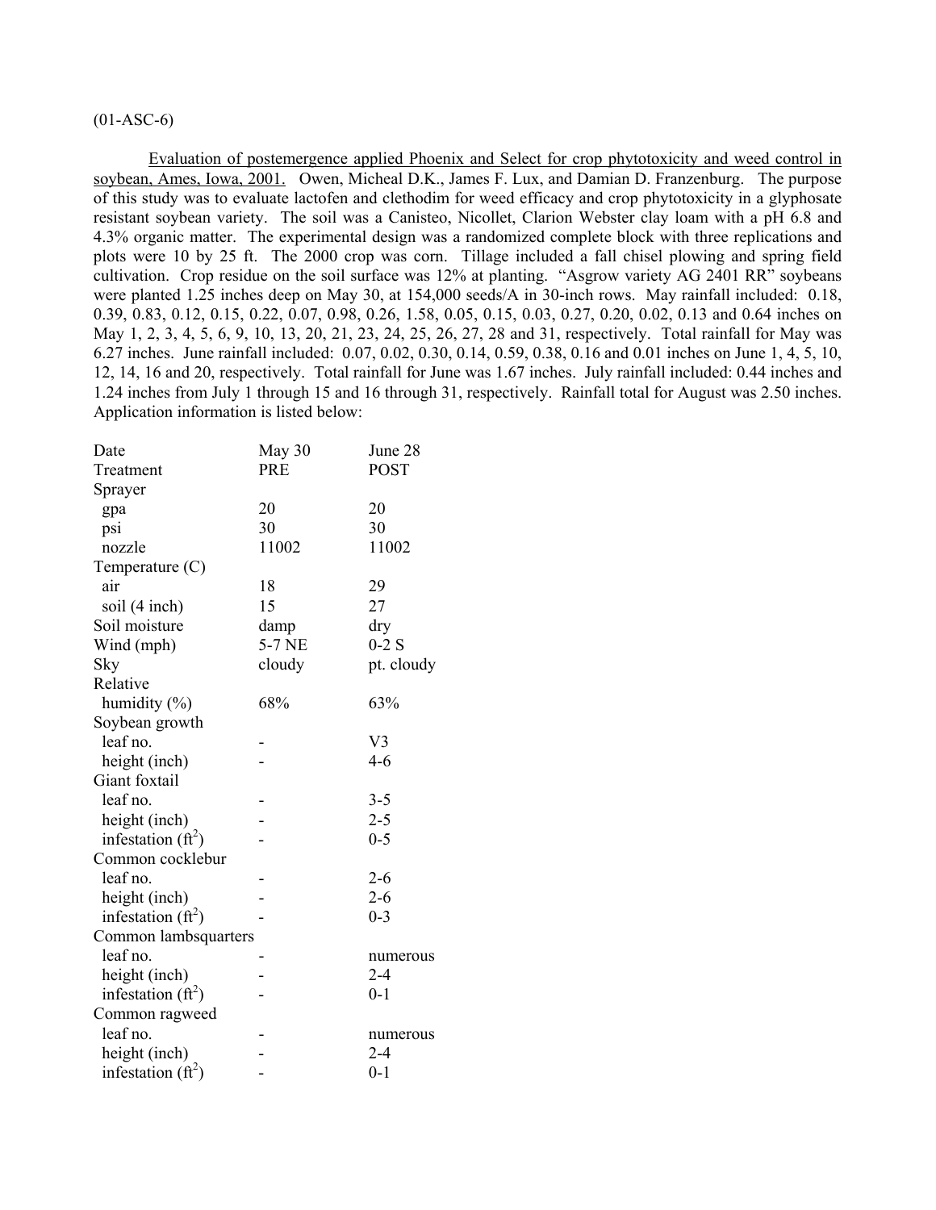(01-ASC-6)

Evaluation of postemergence applied Phoenix and Select for crop phytotoxicity and weed control in soybean, Ames, Iowa, 2001. Owen, Micheal D.K., James F. Lux, and Damian D. Franzenburg. The purpose of this study was to evaluate lactofen and clethodim for weed efficacy and crop phytotoxicity in a glyphosate resistant soybean variety. The soil was a Canisteo, Nicollet, Clarion Webster clay loam with a pH 6.8 and 4.3% organic matter. The experimental design was a randomized complete block with three replications and plots were 10 by 25 ft. The 2000 crop was corn. Tillage included a fall chisel plowing and spring field cultivation. Crop residue on the soil surface was 12% at planting. "Asgrow variety AG 2401 RR" soybeans were planted 1.25 inches deep on May 30, at 154,000 seeds/A in 30-inch rows. May rainfall included: 0.18, 0.39, 0.83, 0.12, 0.15, 0.22, 0.07, 0.98, 0.26, 1.58, 0.05, 0.15, 0.03, 0.27, 0.20, 0.02, 0.13 and 0.64 inches on May 1, 2, 3, 4, 5, 6, 9, 10, 13, 20, 21, 23, 24, 25, 26, 27, 28 and 31, respectively. Total rainfall for May was 6.27 inches. June rainfall included: 0.07, 0.02, 0.30, 0.14, 0.59, 0.38, 0.16 and 0.01 inches on June 1, 4, 5, 10, 12, 14, 16 and 20, respectively. Total rainfall for June was 1.67 inches. July rainfall included: 0.44 inches and 1.24 inches from July 1 through 15 and 16 through 31, respectively. Rainfall total for August was 2.50 inches. Application information is listed below:

| Date | May 30 | June 28 |
|---|---|---|
| Treatment | PRE | POST |
| Sprayer | | |
| gpa | 20 | 20 |
| psi | 30 | 30 |
| nozzle | 11002 | 11002 |
| Temperature (C) | | |
| air | 18 | 29 |
| soil (4 inch) | 15 | 27 |
| Soil moisture | damp | dry |
| Wind (mph) | 5-7 NE | 0-2 S |
| Sky | cloudy | pt. cloudy |
| Relative humidity (%) | 68% | 63% |
| Soybean growth | | |
| leaf no. | - | V3 |
| height (inch) | - | 4-6 |
| Giant foxtail | | |
| leaf no. | - | 3-5 |
| height (inch) | - | 2-5 |
| infestation ($ft^2$) | - | 0-5 |
| Common cocklebur | | |
| leaf no. | - | 2-6 |
| height (inch) | - | 2-6 |
| infestation ($ft^2$) | - | 0-3 |
| Common lambsquarters | | |
| leaf no. | - | numerous |
| height (inch) | - | 2-4 |
| infestation ($ft^2$) | - | 0-1 |
| Common ragweed | | |
| leaf no. | - | numerous |
| height (inch) | - | 2-4 |
| infestation ($ft^2$) | - | 0-1 |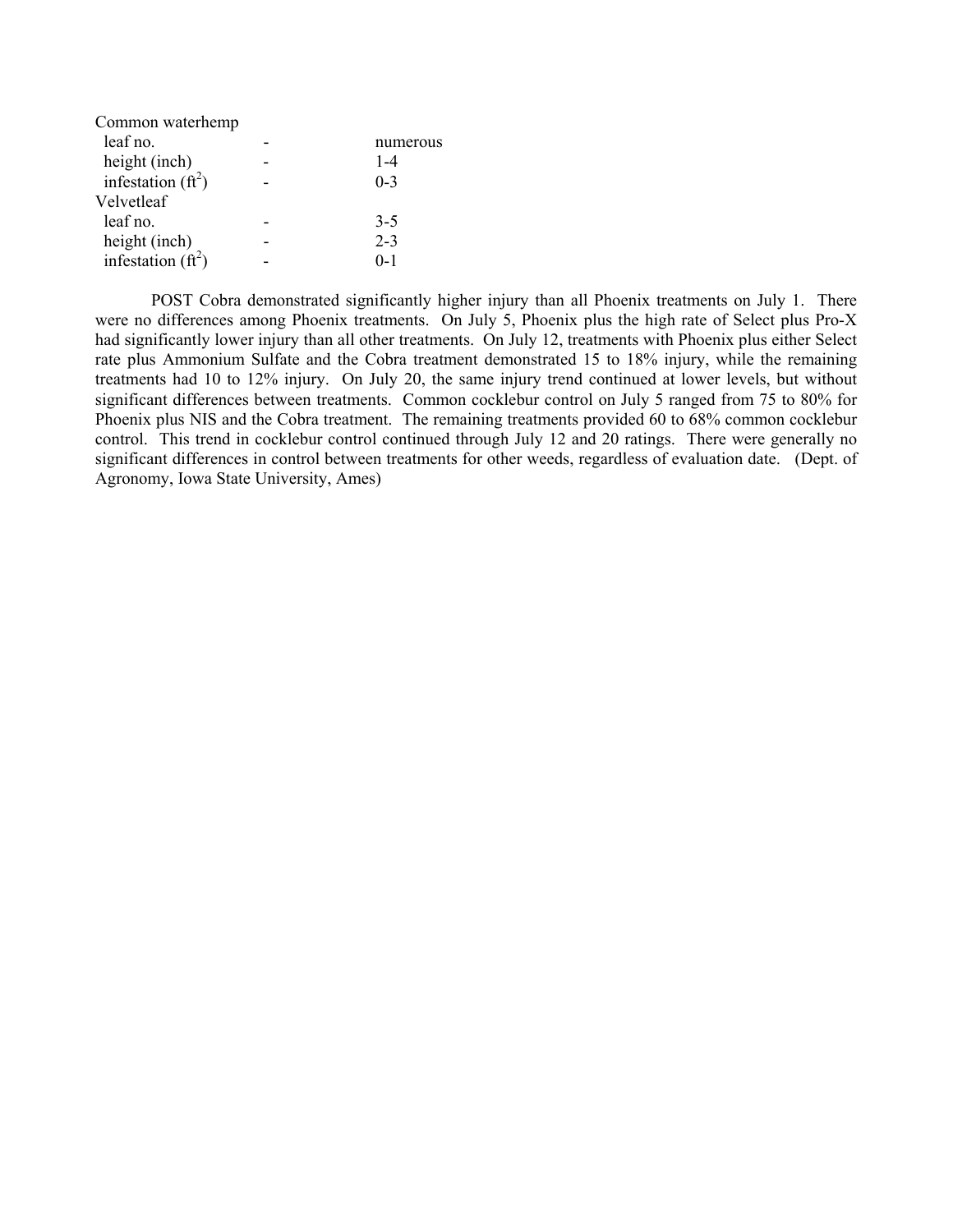| | | |
|---|---|---|
| Common waterhemp | | |
| leaf no. | - | numerous |
| height (inch) | - | 1-4 |
| infestation ($ft^2$) | - | 0-3 |
| Velvetleaf | | |
| leaf no. | - | 3-5 |
| height (inch) | - | 2-3 |
| infestation ($ft^2$) | - | 0-1 |

POST Cobra demonstrated significantly higher injury than all Phoenix treatments on July 1. There were no differences among Phoenix treatments. On July 5, Phoenix plus the high rate of Select plus Pro-X had significantly lower injury than all other treatments. On July 12, treatments with Phoenix plus either Select rate plus Ammonium Sulfate and the Cobra treatment demonstrated 15 to 18% injury, while the remaining treatments had 10 to 12% injury. On July 20, the same injury trend continued at lower levels, but without significant differences between treatments. Common cocklebur control on July 5 ranged from 75 to 80% for Phoenix plus NIS and the Cobra treatment. The remaining treatments provided 60 to 68% common cocklebur control. This trend in cocklebur control continued through July 12 and 20 ratings. There were generally no significant differences in control between treatments for other weeds, regardless of evaluation date. (Dept. of Agronomy, Iowa State University, Ames)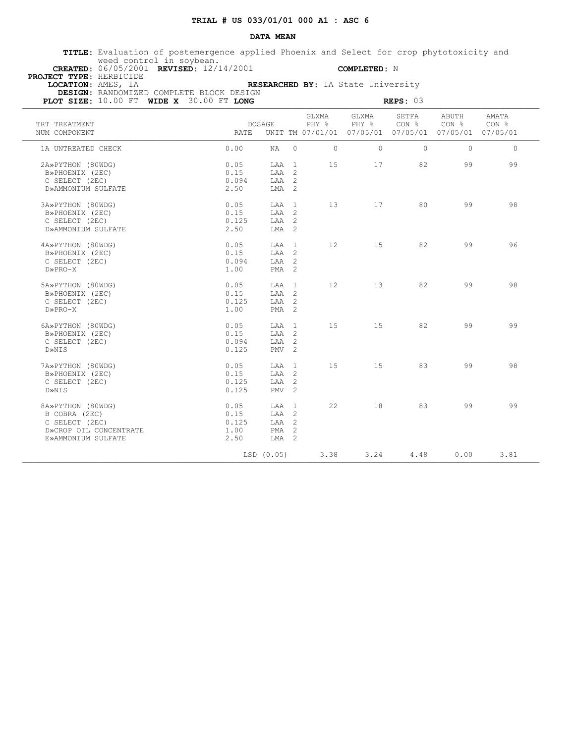**TRIAL # US 033/01/01 000 A1 : ASC 6**

**DATA MEAN**

**TITLE:** Evaluation of postemergence applied Phoenix and Select for crop phytotoxicity and weed control in soybean.
**CREATED:** 06/05/2001 **REVISED:** 12/14/2001 **COMPLETED:** N
**PROJECT TYPE:** HERBICIDE
**LOCATION:** AMES, IA **RESEARCHED BY:** IA State University
**DESIGN:** RANDOMIZED COMPLETE BLOCK DESIGN
**PLOT SIZE:** 10.00 FT **WIDE X** 30.00 FT **LONG** **REPS:** 03

| TRT NUM | TREATMENT COMPONENT | DOSAGE RATE | UNIT | TM | GLXMA PHY % 07/01/01 | GLXMA PHY % 07/05/01 | SETFA CON % 07/05/01 | ABUTH CON % 07/05/01 | AMATA CON % 07/05/01 |
|---|---|---|---|---|---|---|---|---|---|
| 1 | A UNTREATED CHECK | 0.00 | NA | 0 | 0 | 0 | 0 | 0 | 0 |
| 2 | A»PYTHON (80WDG) | 0.05 | LAA | 1 | 15 | 17 | 82 | 99 | 99 |
| | B»PHOENIX (2EC) | 0.15 | LAA | 2 | | | | | |
| | C SELECT (2EC) | 0.094 | LAA | 2 | | | | | |
| | D»AMMONIUM SULFATE | 2.50 | LMA | 2 | | | | | |
| 3 | A»PYTHON (80WDG) | 0.05 | LAA | 1 | 13 | 17 | 80 | 99 | 98 |
| | B»PHOENIX (2EC) | 0.15 | LAA | 2 | | | | | |
| | C SELECT (2EC) | 0.125 | LAA | 2 | | | | | |
| | D»AMMONIUM SULFATE | 2.50 | LMA | 2 | | | | | |
| 4 | A»PYTHON (80WDG) | 0.05 | LAA | 1 | 12 | 15 | 82 | 99 | 96 |
| | B»PHOENIX (2EC) | 0.15 | LAA | 2 | | | | | |
| | C SELECT (2EC) | 0.094 | LAA | 2 | | | | | |
| | D»PRO-X | 1.00 | PMA | 2 | | | | | |
| 5 | A»PYTHON (80WDG) | 0.05 | LAA | 1 | 12 | 13 | 82 | 99 | 98 |
| | B»PHOENIX (2EC) | 0.15 | LAA | 2 | | | | | |
| | C SELECT (2EC) | 0.125 | LAA | 2 | | | | | |
| | D»PRO-X | 1.00 | PMA | 2 | | | | | |
| 6 | A»PYTHON (80WDG) | 0.05 | LAA | 1 | 15 | 15 | 82 | 99 | 99 |
| | B»PHOENIX (2EC) | 0.15 | LAA | 2 | | | | | |
| | C SELECT (2EC) | 0.094 | LAA | 2 | | | | | |
| | D»NIS | 0.125 | PMV | 2 | | | | | |
| 7 | A»PYTHON (80WDG) | 0.05 | LAA | 1 | 15 | 15 | 83 | 99 | 98 |
| | B»PHOENIX (2EC) | 0.15 | LAA | 2 | | | | | |
| | C SELECT (2EC) | 0.125 | LAA | 2 | | | | | |
| | D»NIS | 0.125 | PMV | 2 | | | | | |
| 8 | A»PYTHON (80WDG) | 0.05 | LAA | 1 | 22 | 18 | 83 | 99 | 99 |
| | B COBRA (2EC) | 0.15 | LAA | 2 | | | | | |
| | C SELECT (2EC) | 0.125 | LAA | 2 | | | | | |
| | D»CROP OIL CONCENTRATE | 1.00 | PMA | 2 | | | | | |
| | E»AMMONIUM SULFATE | 2.50 | LMA | 2 | | | | | |
| | | LSD (0.05) | | | 3.38 | 3.24 | 4.48 | 0.00 | 3.81 |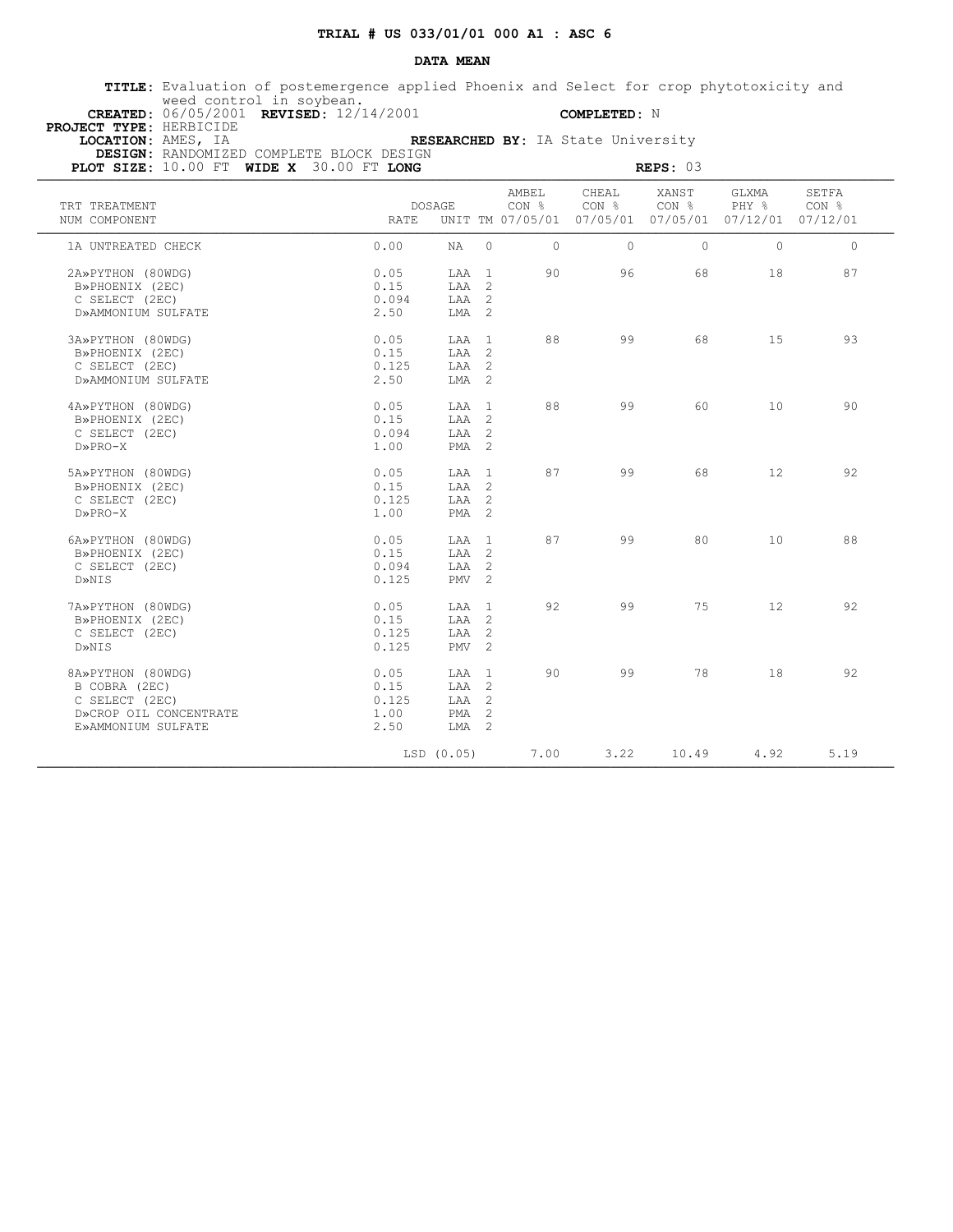**TRIAL # US 033/01/01 000 A1 : ASC 6**

**DATA MEAN**

**TITLE:** Evaluation of postemergence applied Phoenix and Select for crop phytotoxicity and weed control in soybean.
**CREATED:** 06/05/2001 **REVISED:** 12/14/2001 **COMPLETED:** N
**PROJECT TYPE:** HERBICIDE
**LOCATION:** AMES, IA **RESEARCHED BY:** IA State University
**DESIGN:** RANDOMIZED COMPLETE BLOCK DESIGN
**PLOT SIZE:** 10.00 FT **WIDE X** 30.00 FT **LONG** **REPS:** 03

| TRT NUM | TREATMENT COMPONENT | DOSAGE RATE | UNIT | TM | AMBEL CON % 07/05/01 | CHEAL CON % 07/05/01 | XANST CON % 07/05/01 | GLXMA PHY % 07/12/01 | SETFA CON % 07/12/01 |
|---|---|---|---|---|---|---|---|---|---|
| 1 | A UNTREATED CHECK | 0.00 | NA | 0 | 0 | 0 | 0 | 0 | 0 |
| 2 | A»PYTHON (80WDG) | 0.05 | LAA | 1 | 90 | 96 | 68 | 18 | 87 |
| | B»PHOENIX (2EC) | 0.15 | LAA | 2 | | | | | |
| | C SELECT (2EC) | 0.094 | LAA | 2 | | | | | |
| | D»AMMONIUM SULFATE | 2.50 | LMA | 2 | | | | | |
| 3 | A»PYTHON (80WDG) | 0.05 | LAA | 1 | 88 | 99 | 68 | 15 | 93 |
| | B»PHOENIX (2EC) | 0.15 | LAA | 2 | | | | | |
| | C SELECT (2EC) | 0.125 | LAA | 2 | | | | | |
| | D»AMMONIUM SULFATE | 2.50 | LMA | 2 | | | | | |
| 4 | A»PYTHON (80WDG) | 0.05 | LAA | 1 | 88 | 99 | 60 | 10 | 90 |
| | B»PHOENIX (2EC) | 0.15 | LAA | 2 | | | | | |
| | C SELECT (2EC) | 0.094 | LAA | 2 | | | | | |
| | D»PRO-X | 1.00 | PMA | 2 | | | | | |
| 5 | A»PYTHON (80WDG) | 0.05 | LAA | 1 | 87 | 99 | 68 | 12 | 92 |
| | B»PHOENIX (2EC) | 0.15 | LAA | 2 | | | | | |
| | C SELECT (2EC) | 0.125 | LAA | 2 | | | | | |
| | D»PRO-X | 1.00 | PMA | 2 | | | | | |
| 6 | A»PYTHON (80WDG) | 0.05 | LAA | 1 | 87 | 99 | 80 | 10 | 88 |
| | B»PHOENIX (2EC) | 0.15 | LAA | 2 | | | | | |
| | C SELECT (2EC) | 0.094 | LAA | 2 | | | | | |
| | D»NIS | 0.125 | PMV | 2 | | | | | |
| 7 | A»PYTHON (80WDG) | 0.05 | LAA | 1 | 92 | 99 | 75 | 12 | 92 |
| | B»PHOENIX (2EC) | 0.15 | LAA | 2 | | | | | |
| | C SELECT (2EC) | 0.125 | LAA | 2 | | | | | |
| | D»NIS | 0.125 | PMV | 2 | | | | | |
| 8 | A»PYTHON (80WDG) | 0.05 | LAA | 1 | 90 | 99 | 78 | 18 | 92 |
| | B COBRA (2EC) | 0.15 | LAA | 2 | | | | | |
| | C SELECT (2EC) | 0.125 | LAA | 2 | | | | | |
| | D»CROP OIL CONCENTRATE | 1.00 | PMA | 2 | | | | | |
| | E»AMMONIUM SULFATE | 2.50 | LMA | 2 | | | | | |
| | | LSD (0.05) | | | 7.00 | 3.22 | 10.49 | 4.92 | 5.19 |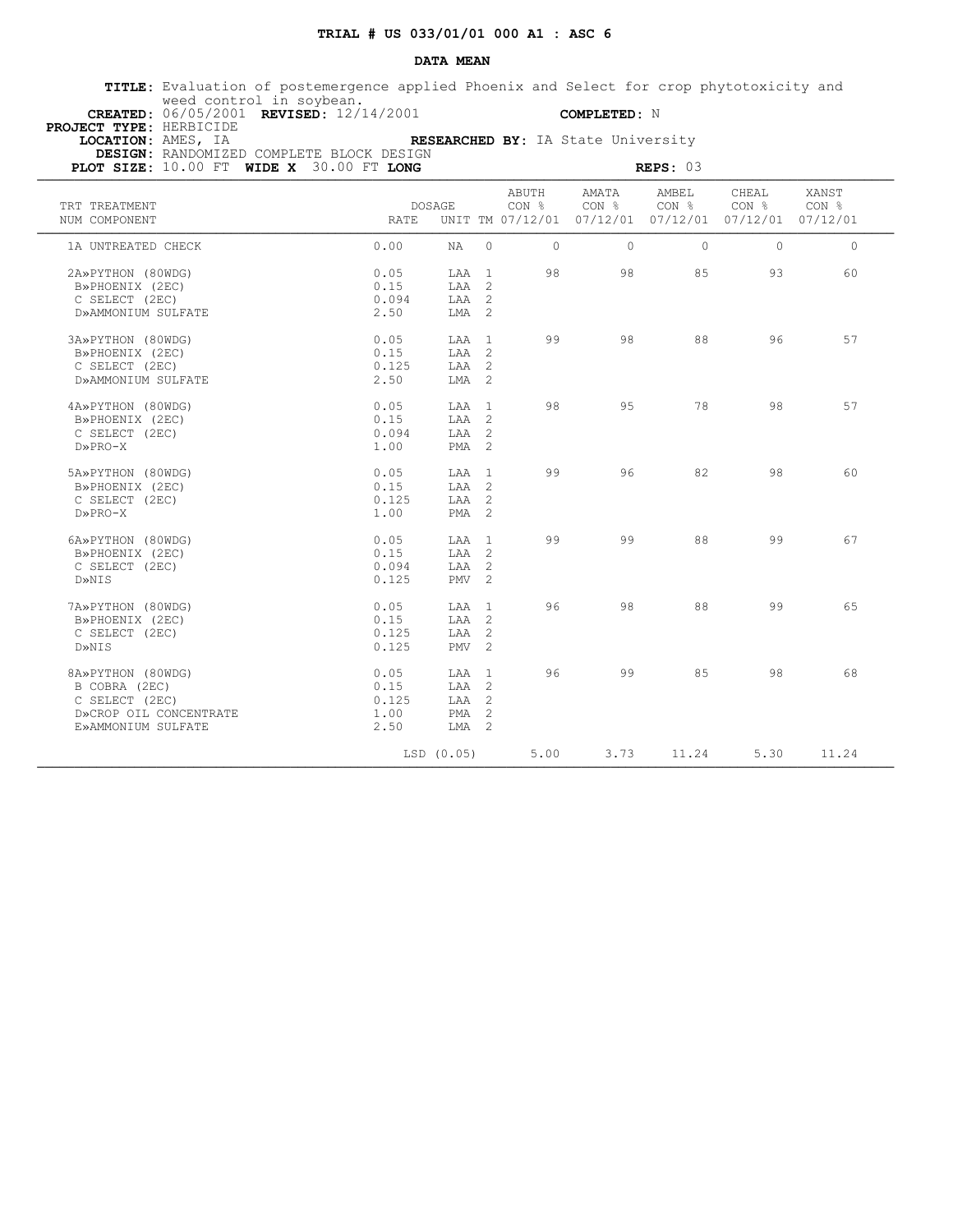**TRIAL # US 033/01/01 000 A1 : ASC 6**

**DATA MEAN**

**TITLE:** Evaluation of postemergence applied Phoenix and Select for crop phytotoxicity and weed control in soybean.
**CREATED:** 06/05/2001 **REVISED:** 12/14/2001 **COMPLETED:** N
**PROJECT TYPE:** HERBICIDE
**LOCATION:** AMES, IA **RESEARCHED BY:** IA State University
**DESIGN:** RANDOMIZED COMPLETE BLOCK DESIGN
**PLOT SIZE:** 10.00 FT **WIDE X** 30.00 FT **LONG** **REPS:** 03

| TRT NUM | TREATMENT COMPONENT | DOSAGE RATE | UNIT | TM | ABUTH CON % 07/12/01 | AMATA CON % 07/12/01 | AMBEL CON % 07/12/01 | CHEAL CON % 07/12/01 | XANST CON % 07/12/01 |
|---|---|---|---|---|---|---|---|---|---|
| 1 | A UNTREATED CHECK | 0.00 | NA | 0 | 0 | 0 | 0 | 0 | 0 |
| 2 | A»PYTHON (80WDG) | 0.05 | LAA | 1 | 98 | 98 | 85 | 93 | 60 |
| | B»PHOENIX (2EC) | 0.15 | LAA | 2 | | | | | |
| | C SELECT (2EC) | 0.094 | LAA | 2 | | | | | |
| | D»AMMONIUM SULFATE | 2.50 | LMA | 2 | | | | | |
| 3 | A»PYTHON (80WDG) | 0.05 | LAA | 1 | 99 | 98 | 88 | 96 | 57 |
| | B»PHOENIX (2EC) | 0.15 | LAA | 2 | | | | | |
| | C SELECT (2EC) | 0.125 | LAA | 2 | | | | | |
| | D»AMMONIUM SULFATE | 2.50 | LMA | 2 | | | | | |
| 4 | A»PYTHON (80WDG) | 0.05 | LAA | 1 | 98 | 95 | 78 | 98 | 57 |
| | B»PHOENIX (2EC) | 0.15 | LAA | 2 | | | | | |
| | C SELECT (2EC) | 0.094 | LAA | 2 | | | | | |
| | D»PRO-X | 1.00 | PMA | 2 | | | | | |
| 5 | A»PYTHON (80WDG) | 0.05 | LAA | 1 | 99 | 96 | 82 | 98 | 60 |
| | B»PHOENIX (2EC) | 0.15 | LAA | 2 | | | | | |
| | C SELECT (2EC) | 0.125 | LAA | 2 | | | | | |
| | D»PRO-X | 1.00 | PMA | 2 | | | | | |
| 6 | A»PYTHON (80WDG) | 0.05 | LAA | 1 | 99 | 99 | 88 | 99 | 67 |
| | B»PHOENIX (2EC) | 0.15 | LAA | 2 | | | | | |
| | C SELECT (2EC) | 0.094 | LAA | 2 | | | | | |
| | D»NIS | 0.125 | PMV | 2 | | | | | |
| 7 | A»PYTHON (80WDG) | 0.05 | LAA | 1 | 96 | 98 | 88 | 99 | 65 |
| | B»PHOENIX (2EC) | 0.15 | LAA | 2 | | | | | |
| | C SELECT (2EC) | 0.125 | LAA | 2 | | | | | |
| | D»NIS | 0.125 | PMV | 2 | | | | | |
| 8 | A»PYTHON (80WDG) | 0.05 | LAA | 1 | 96 | 99 | 85 | 98 | 68 |
| | B COBRA (2EC) | 0.15 | LAA | 2 | | | | | |
| | C SELECT (2EC) | 0.125 | LAA | 2 | | | | | |
| | D»CROP OIL CONCENTRATE | 1.00 | PMA | 2 | | | | | |
| | E»AMMONIUM SULFATE | 2.50 | LMA | 2 | | | | | |
| | | LSD (0.05) | | | 5.00 | 3.73 | 11.24 | 5.30 | 11.24 |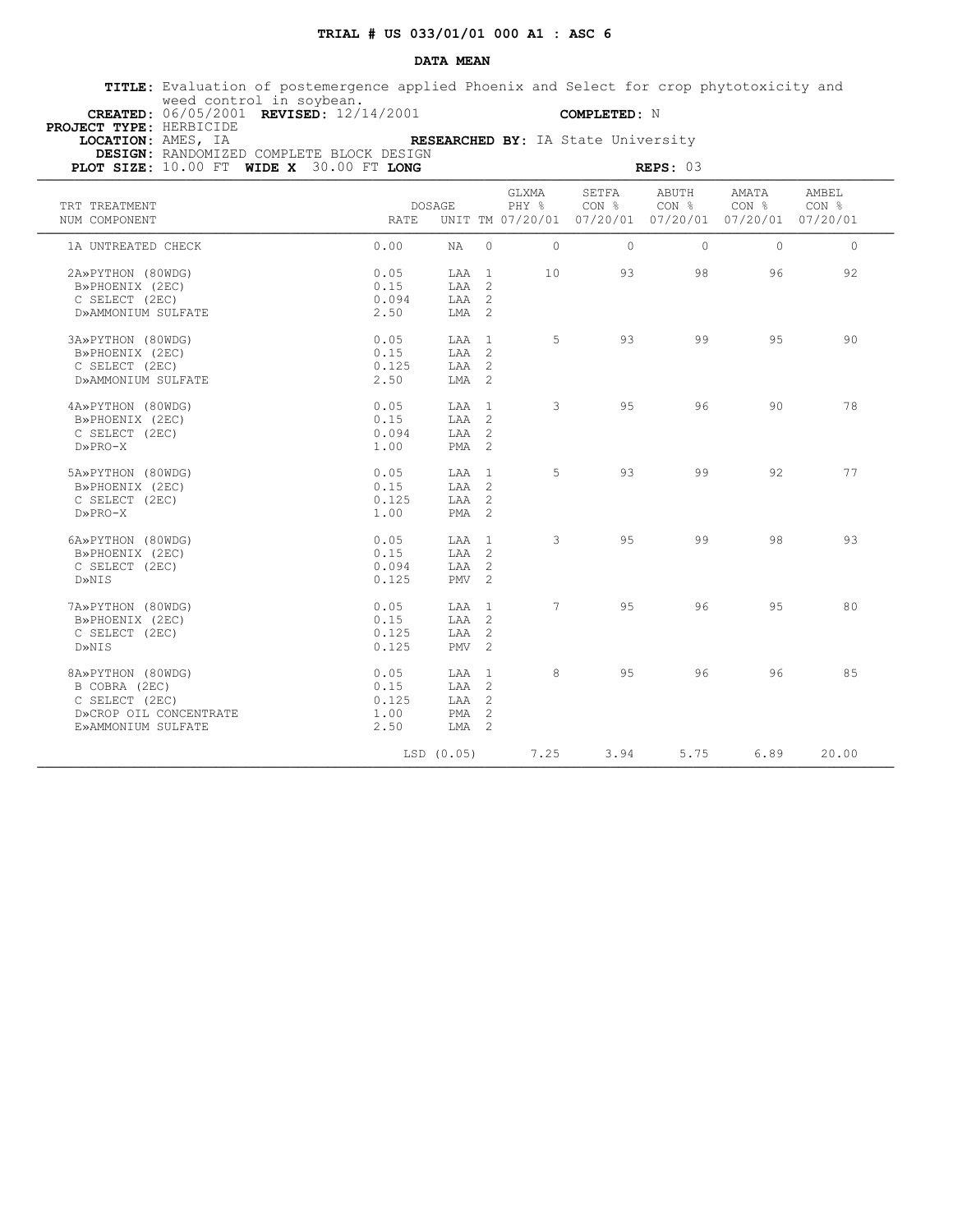**TRIAL # US 033/01/01 000 A1 : ASC 6**

**DATA MEAN**

**TITLE:** Evaluation of postemergence applied Phoenix and Select for crop phytotoxicity and weed control in soybean.
**CREATED:** 06/05/2001 **REVISED:** 12/14/2001 **COMPLETED:** N
**PROJECT TYPE:** HERBICIDE
**LOCATION:** AMES, IA **RESEARCHED BY:** IA State University
**DESIGN:** RANDOMIZED COMPLETE BLOCK DESIGN
**PLOT SIZE:** 10.00 FT **WIDE X** 30.00 FT **LONG** **REPS:** 03

| TRT NUM | TREATMENT COMPONENT | DOSAGE RATE | UNIT | TM | GLXMA PHY % 07/20/01 | SETFA CON % 07/20/01 | ABUTH CON % 07/20/01 | AMATA CON % 07/20/01 | AMBEL CON % 07/20/01 |
|---|---|---|---|---|---|---|---|---|---|
| 1 | A UNTREATED CHECK | 0.00 | NA | 0 | 0 | 0 | 0 | 0 | 0 |
| 2 | A»PYTHON (80WDG) | 0.05 | LAA | 1 | 10 | 93 | 98 | 96 | 92 |
| | B»PHOENIX (2EC) | 0.15 | LAA | 2 | | | | | |
| | C SELECT (2EC) | 0.094 | LAA | 2 | | | | | |
| | D»AMMONIUM SULFATE | 2.50 | LMA | 2 | | | | | |
| 3 | A»PYTHON (80WDG) | 0.05 | LAA | 1 | 5 | 93 | 99 | 95 | 90 |
| | B»PHOENIX (2EC) | 0.15 | LAA | 2 | | | | | |
| | C SELECT (2EC) | 0.125 | LAA | 2 | | | | | |
| | D»AMMONIUM SULFATE | 2.50 | LMA | 2 | | | | | |
| 4 | A»PYTHON (80WDG) | 0.05 | LAA | 1 | 3 | 95 | 96 | 90 | 78 |
| | B»PHOENIX (2EC) | 0.15 | LAA | 2 | | | | | |
| | C SELECT (2EC) | 0.094 | LAA | 2 | | | | | |
| | D»PRO-X | 1.00 | PMA | 2 | | | | | |
| 5 | A»PYTHON (80WDG) | 0.05 | LAA | 1 | 5 | 93 | 99 | 92 | 77 |
| | B»PHOENIX (2EC) | 0.15 | LAA | 2 | | | | | |
| | C SELECT (2EC) | 0.125 | LAA | 2 | | | | | |
| | D»PRO-X | 1.00 | PMA | 2 | | | | | |
| 6 | A»PYTHON (80WDG) | 0.05 | LAA | 1 | 3 | 95 | 99 | 98 | 93 |
| | B»PHOENIX (2EC) | 0.15 | LAA | 2 | | | | | |
| | C SELECT (2EC) | 0.094 | LAA | 2 | | | | | |
| | D»NIS | 0.125 | PMV | 2 | | | | | |
| 7 | A»PYTHON (80WDG) | 0.05 | LAA | 1 | 7 | 95 | 96 | 95 | 80 |
| | B»PHOENIX (2EC) | 0.15 | LAA | 2 | | | | | |
| | C SELECT (2EC) | 0.125 | LAA | 2 | | | | | |
| | D»NIS | 0.125 | PMV | 2 | | | | | |
| 8 | A»PYTHON (80WDG) | 0.05 | LAA | 1 | 8 | 95 | 96 | 96 | 85 |
| | B COBRA (2EC) | 0.15 | LAA | 2 | | | | | |
| | C SELECT (2EC) | 0.125 | LAA | 2 | | | | | |
| | D»CROP OIL CONCENTRATE | 1.00 | PMA | 2 | | | | | |
| | E»AMMONIUM SULFATE | 2.50 | LMA | 2 | | | | | |
| | | LSD (0.05) | | | 7.25 | 3.94 | 5.75 | 6.89 | 20.00 |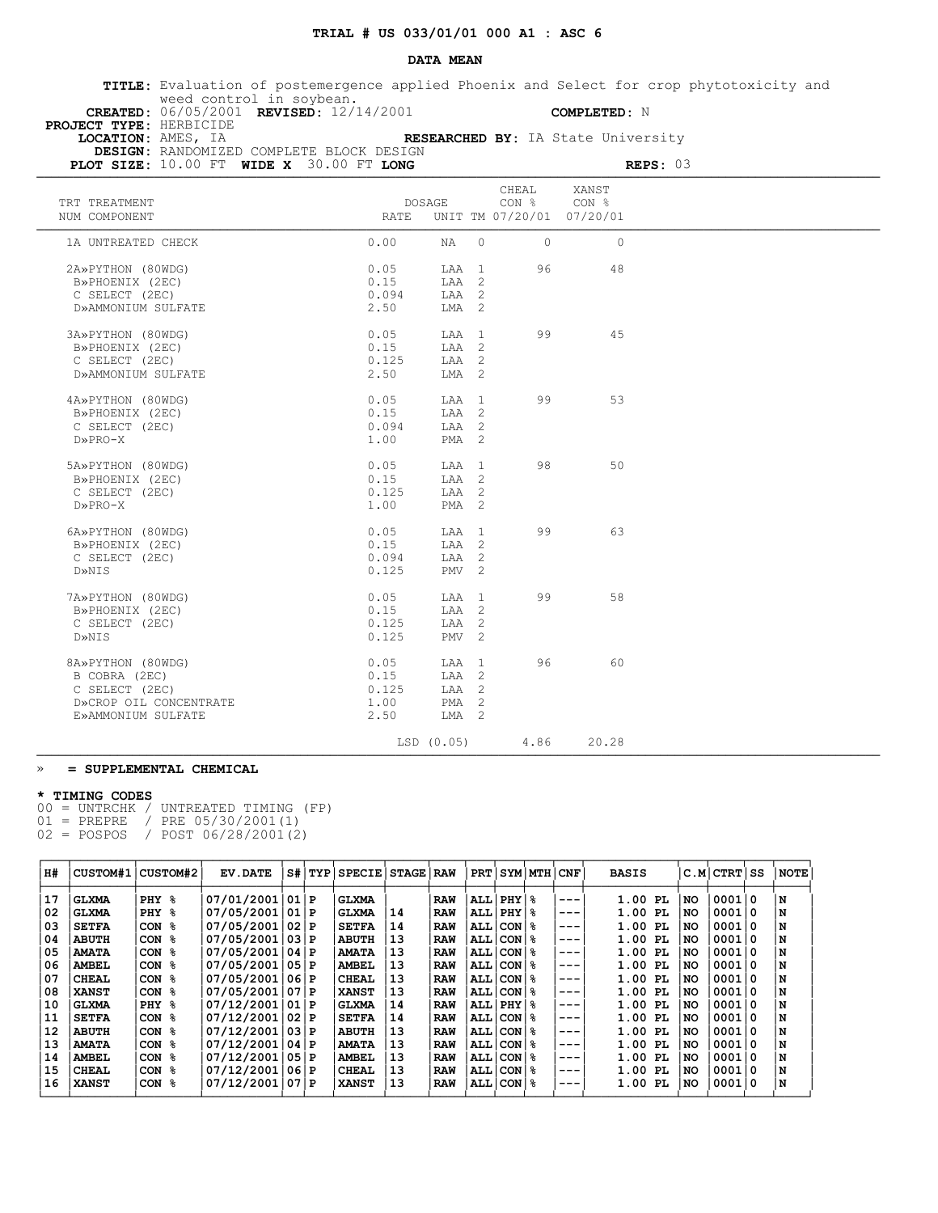# TRIAL # US 033/01/01 000 A1 : ASC 6

## DATA MEAN

**TITLE:** Evaluation of postemergence applied Phoenix and Select for crop phytotoxicity and weed control in soybean.

**CREATED:** 06/05/2001 **REVISED:** 12/14/2001 **COMPLETED:** N

**PROJECT TYPE:** HERBICIDE

**LOCATION:** AMES, IA **RESEARCHED BY:** IA State University

**DESIGN:** RANDOMIZED COMPLETE BLOCK DESIGN

**PLOT SIZE:** 10.00 FT **WIDE X** 30.00 FT **LONG** **REPS:** 03

| TRT NUM | TREATMENT COMPONENT | DOSAGE RATE | UNIT | TM | CHEAL CON % 07/20/01 | XANST CON % 07/20/01 |
|---|---|---|---|---|---|---|
| 1 | A UNTREATED CHECK | 0.00 | NA | 0 | 0 | 0 |
| 2 | A»PYTHON (80WDG) | 0.05 | LAA | 1 | 96 | 48 |
| | B»PHOENIX (2EC) | 0.15 | LAA | 2 | | |
| | C SELECT (2EC) | 0.094 | LAA | 2 | | |
| | D»AMMONIUM SULFATE | 2.50 | LMA | 2 | | |
| 3 | A»PYTHON (80WDG) | 0.05 | LAA | 1 | 99 | 45 |
| | B»PHOENIX (2EC) | 0.15 | LAA | 2 | | |
| | C SELECT (2EC) | 0.125 | LAA | 2 | | |
| | D»AMMONIUM SULFATE | 2.50 | LMA | 2 | | |
| 4 | A»PYTHON (80WDG) | 0.05 | LAA | 1 | 99 | 53 |
| | B»PHOENIX (2EC) | 0.15 | LAA | 2 | | |
| | C SELECT (2EC) | 0.094 | LAA | 2 | | |
| | D»PRO-X | 1.00 | PMA | 2 | | |
| 5 | A»PYTHON (80WDG) | 0.05 | LAA | 1 | 98 | 50 |
| | B»PHOENIX (2EC) | 0.15 | LAA | 2 | | |
| | C SELECT (2EC) | 0.125 | LAA | 2 | | |
| | D»PRO-X | 1.00 | PMA | 2 | | |
| 6 | A»PYTHON (80WDG) | 0.05 | LAA | 1 | 99 | 63 |
| | B»PHOENIX (2EC) | 0.15 | LAA | 2 | | |
| | C SELECT (2EC) | 0.094 | LAA | 2 | | |
| | D»NIS | 0.125 | PMV | 2 | | |
| 7 | A»PYTHON (80WDG) | 0.05 | LAA | 1 | 99 | 58 |
| | B»PHOENIX (2EC) | 0.15 | LAA | 2 | | |
| | C SELECT (2EC) | 0.125 | LAA | 2 | | |
| | D»NIS | 0.125 | PMV | 2 | | |
| 8 | A»PYTHON (80WDG) | 0.05 | LAA | 1 | 96 | 60 |
| | B COBRA (2EC) | 0.15 | LAA | 2 | | |
| | C SELECT (2EC) | 0.125 | LAA | 2 | | |
| | D»CROP OIL CONCENTRATE | 1.00 | PMA | 2 | | |
| | E»AMMONIUM SULFATE | 2.50 | LMA | 2 | | |
| | | | LSD (0.05) | | 4.86 | 20.28 |

» **= SUPPLEMENTAL CHEMICAL**

**\* TIMING CODES**

00 = UNTRCHK / UNTREATED TIMING (FP)
01 = PREPRE / PRE 05/30/2001(1)
02 = POSPOS / POST 06/28/2001(2)

| H# | CUSTOM#1 | CUSTOM#2 | EV.DATE | S# | TYP | SPECIE | STAGE | RAW | PRT | SYM | MTH | CNF | BASIS | C.M | CTRT | SS | NOTE |
|---|---|---|---|---|---|---|---|---|---|---|---|---|---|---|---|---|---|
| 17 | GLXMA | PHY % | 07/01/2001 | 01 | P | GLXMA | | RAW | ALL | PHY | % | --- | 1.00 PL | NO | 0001 | 0 | N |
| 02 | GLXMA | PHY % | 07/05/2001 | 01 | P | GLXMA | 14 | RAW | ALL | PHY | % | --- | 1.00 PL | NO | 0001 | 0 | N |
| 03 | SETFA | CON % | 07/05/2001 | 02 | P | SETFA | 14 | RAW | ALL | CON | % | --- | 1.00 PL | NO | 0001 | 0 | N |
| 04 | ABUTH | CON % | 07/05/2001 | 03 | P | ABUTH | 13 | RAW | ALL | CON | % | --- | 1.00 PL | NO | 0001 | 0 | N |
| 05 | AMATA | CON % | 07/05/2001 | 04 | P | AMATA | 13 | RAW | ALL | CON | % | --- | 1.00 PL | NO | 0001 | 0 | N |
| 06 | AMBEL | CON % | 07/05/2001 | 05 | P | AMBEL | 13 | RAW | ALL | CON | % | --- | 1.00 PL | NO | 0001 | 0 | N |
| 07 | CHEAL | CON % | 07/05/2001 | 06 | P | CHEAL | 13 | RAW | ALL | CON | % | --- | 1.00 PL | NO | 0001 | 0 | N |
| 08 | XANST | CON % | 07/05/2001 | 07 | P | XANST | 13 | RAW | ALL | CON | % | --- | 1.00 PL | NO | 0001 | 0 | N |
| 10 | GLXMA | PHY % | 07/12/2001 | 01 | P | GLXMA | 14 | RAW | ALL | PHY | % | --- | 1.00 PL | NO | 0001 | 0 | N |
| 11 | SETFA | CON % | 07/12/2001 | 02 | P | SETFA | 14 | RAW | ALL | CON | % | --- | 1.00 PL | NO | 0001 | 0 | N |
| 12 | ABUTH | CON % | 07/12/2001 | 03 | P | ABUTH | 13 | RAW | ALL | CON | % | --- | 1.00 PL | NO | 0001 | 0 | N |
| 13 | AMATA | CON % | 07/12/2001 | 04 | P | AMATA | 13 | RAW | ALL | CON | % | --- | 1.00 PL | NO | 0001 | 0 | N |
| 14 | AMBEL | CON % | 07/12/2001 | 05 | P | AMBEL | 13 | RAW | ALL | CON | % | --- | 1.00 PL | NO | 0001 | 0 | N |
| 15 | CHEAL | CON % | 07/12/2001 | 06 | P | CHEAL | 13 | RAW | ALL | CON | % | --- | 1.00 PL | NO | 0001 | 0 | N |
| 16 | XANST | CON % | 07/12/2001 | 07 | P | XANST | 13 | RAW | ALL | CON | % | --- | 1.00 PL | NO | 0001 | 0 | N |